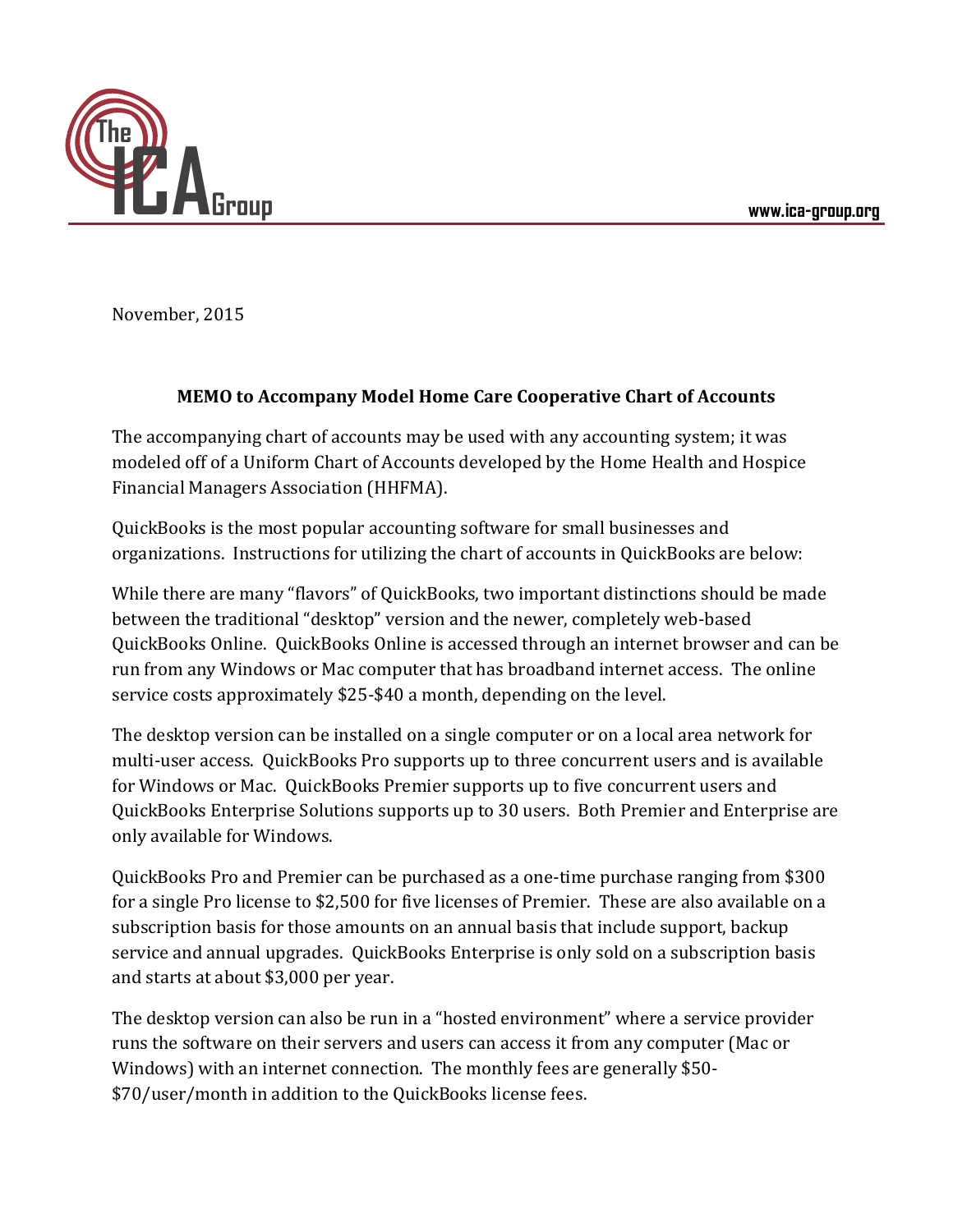November, 2015

**MEMO to Accompany Model Home Care Cooperative Chart of Accounts**

The accompanying chart of accounts may be used with any accounting system; it was modeled off of a Uniform Chart of Accounts developed by the Home Health and Hospice Financial Managers Association (HHFMA).

QuickBooks is the most popular accounting software for small businesses and organizations. Instructions for utilizing the chart of accounts in QuickBooks are below:

While there are many "flavors" of QuickBooks, two important distinctions should be made between the traditional "desktop" version and the newer, completely web-based QuickBooks Online. QuickBooks Online is accessed through an internet browser and can be run from any Windows or Mac computer that has broadband internet access. The online service costs approximately $25-$40 a month, depending on the level.

The desktop version can be installed on a single computer or on a local area network for multi-user access. QuickBooks Pro supports up to three concurrent users and is available for Windows or Mac. QuickBooks Premier supports up to five concurrent users and QuickBooks Enterprise Solutions supports up to 30 users. Both Premier and Enterprise are only available for Windows.

QuickBooks Pro and Premier can be purchased as a one-time purchase ranging from $300 for a single Pro license to $2,500 for five licenses of Premier. These are also available on a subscription basis for those amounts on an annual basis that include support, backup service and annual upgrades. QuickBooks Enterprise is only sold on a subscription basis and starts at about $3,000 per year.

The desktop version can also be run in a "hosted environment" where a service provider runs the software on their servers and users can access it from any computer (Mac or Windows) with an internet connection. The monthly fees are generally $50-$70/user/month in addition to the QuickBooks license fees.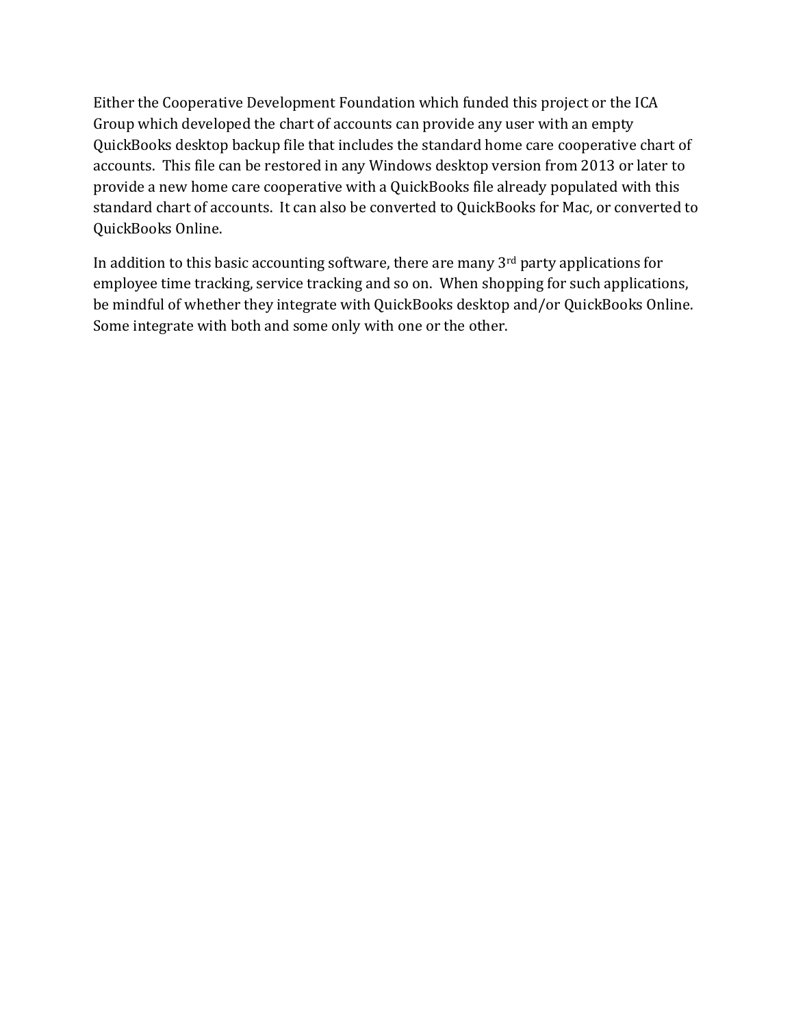Either the Cooperative Development Foundation which funded this project or the ICA Group which developed the chart of accounts can provide any user with an empty QuickBooks desktop backup file that includes the standard home care cooperative chart of accounts. This file can be restored in any Windows desktop version from 2013 or later to provide a new home care cooperative with a QuickBooks file already populated with this standard chart of accounts. It can also be converted to QuickBooks for Mac, or converted to QuickBooks Online.

In addition to this basic accounting software, there are many 3rd party applications for employee time tracking, service tracking and so on. When shopping for such applications, be mindful of whether they integrate with QuickBooks desktop and/or QuickBooks Online. Some integrate with both and some only with one or the other.